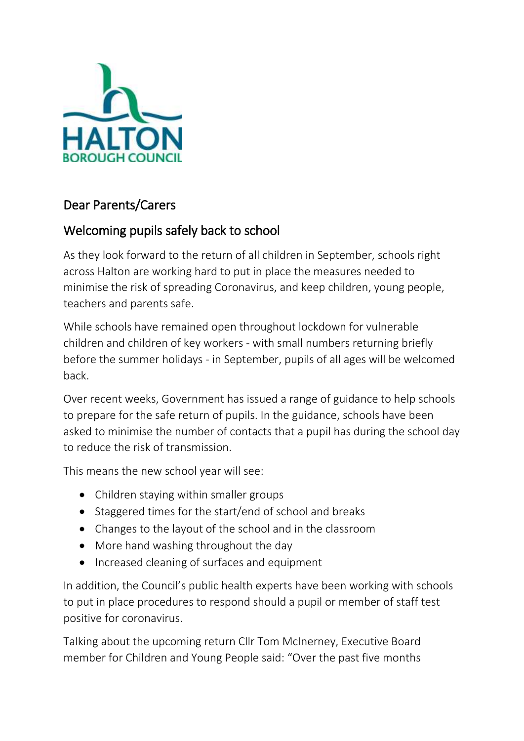HALTON
BOROUGH COUNCIL

Dear Parents/Carers

## Welcoming pupils safely back to school

As they look forward to the return of all children in September, schools right across Halton are working hard to put in place the measures needed to minimise the risk of spreading Coronavirus, and keep children, young people, teachers and parents safe.

While schools have remained open throughout lockdown for vulnerable children and children of key workers - with small numbers returning briefly before the summer holidays - in September, pupils of all ages will be welcomed back.

Over recent weeks, Government has issued a range of guidance to help schools to prepare for the safe return of pupils. In the guidance, schools have been asked to minimise the number of contacts that a pupil has during the school day to reduce the risk of transmission.

This means the new school year will see:

- Children staying within smaller groups
- Staggered times for the start/end of school and breaks
- Changes to the layout of the school and in the classroom
- More hand washing throughout the day
- Increased cleaning of surfaces and equipment

In addition, the Council's public health experts have been working with schools to put in place procedures to respond should a pupil or member of staff test positive for coronavirus.

Talking about the upcoming return Cllr Tom McInerney, Executive Board member for Children and Young People said: "Over the past five months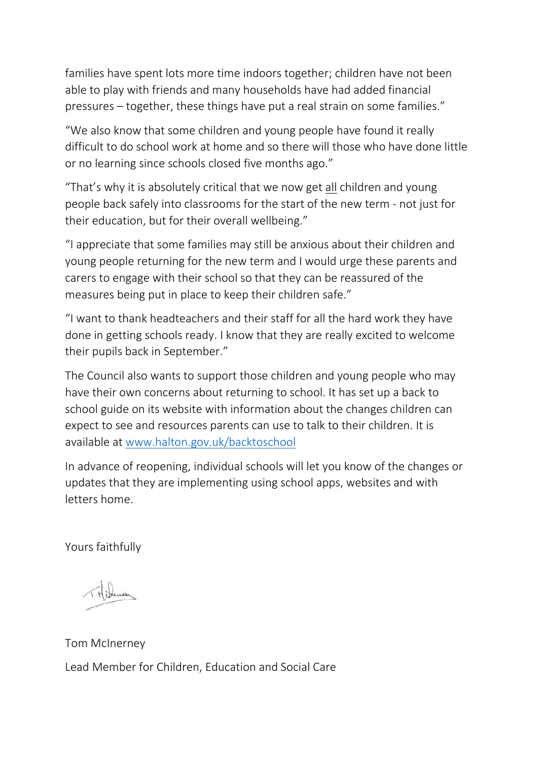families have spent lots more time indoors together; children have not been able to play with friends and many households have had added financial pressures – together, these things have put a real strain on some families."

"We also know that some children and young people have found it really difficult to do school work at home and so there will those who have done little or no learning since schools closed five months ago."

"That's why it is absolutely critical that we now get <u>all</u> children and young people back safely into classrooms for the start of the new term - not just for their education, but for their overall wellbeing."

"I appreciate that some families may still be anxious about their children and young people returning for the new term and I would urge these parents and carers to engage with their school so that they can be reassured of the measures being put in place to keep their children safe."

"I want to thank headteachers and their staff for all the hard work they have done in getting schools ready. I know that they are really excited to welcome their pupils back in September."

The Council also wants to support those children and young people who may have their own concerns about returning to school. It has set up a back to school guide on its website with information about the changes children can expect to see and resources parents can use to talk to their children. It is available at [www.halton.gov.uk/backtoschool](http://www.halton.gov.uk/backtoschool)

In advance of reopening, individual schools will let you know of the changes or updates that they are implementing using school apps, websites and with letters home.

Yours faithfully

Tom McInerney

Lead Member for Children, Education and Social Care